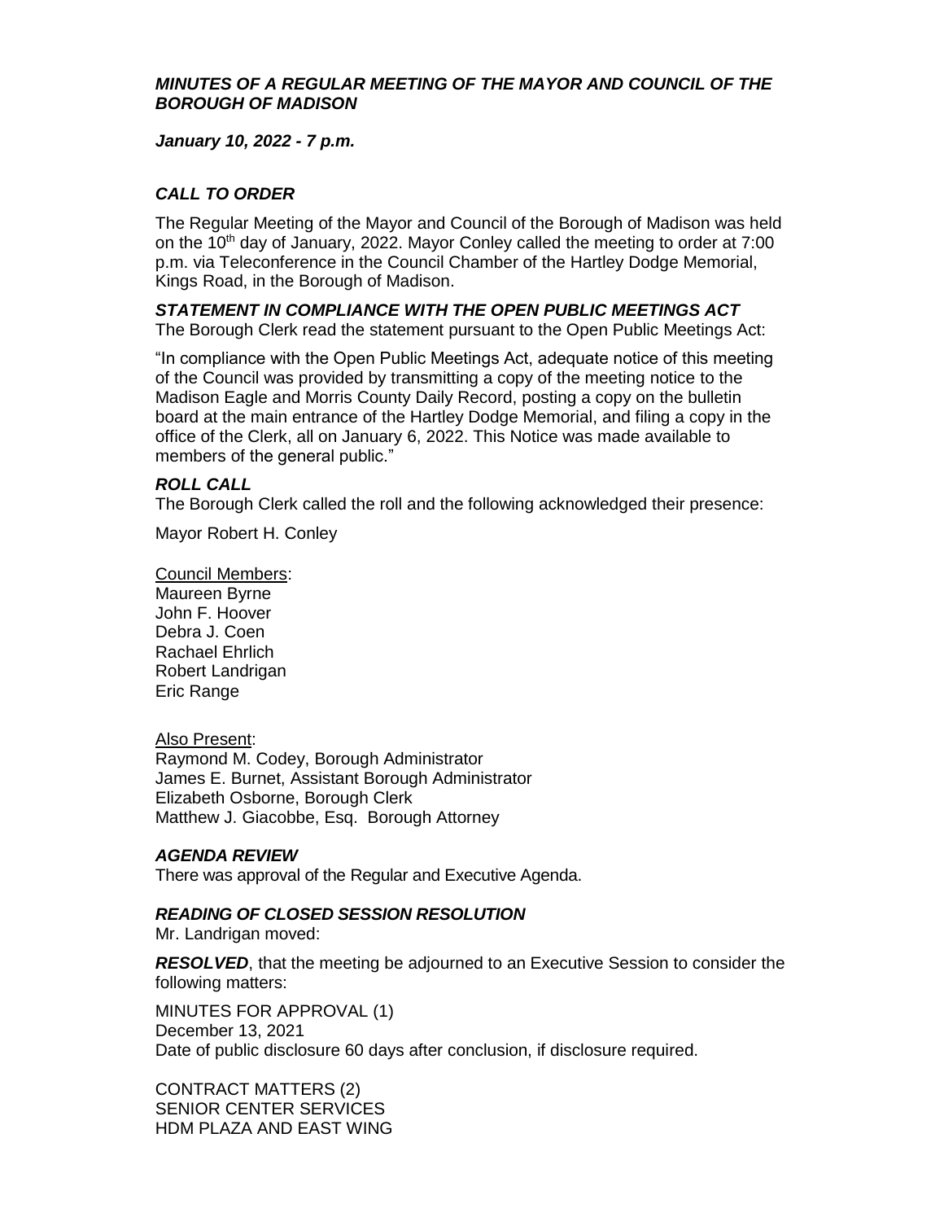***MINUTES OF A REGULAR MEETING OF THE MAYOR AND COUNCIL OF THE BOROUGH OF MADISON***

***January 10, 2022 - 7 p.m.***

***CALL TO ORDER***

The Regular Meeting of the Mayor and Council of the Borough of Madison was held on the 10th day of January, 2022. Mayor Conley called the meeting to order at 7:00 p.m. via Teleconference in the Council Chamber of the Hartley Dodge Memorial, Kings Road, in the Borough of Madison.

***STATEMENT IN COMPLIANCE WITH THE OPEN PUBLIC MEETINGS ACT***

The Borough Clerk read the statement pursuant to the Open Public Meetings Act:

"In compliance with the Open Public Meetings Act, adequate notice of this meeting of the Council was provided by transmitting a copy of the meeting notice to the Madison Eagle and Morris County Daily Record, posting a copy on the bulletin board at the main entrance of the Hartley Dodge Memorial, and filing a copy in the office of the Clerk, all on January 6, 2022. This Notice was made available to members of the general public."

***ROLL CALL***

The Borough Clerk called the roll and the following acknowledged their presence:

Mayor Robert H. Conley

Council Members:
Maureen Byrne
John F. Hoover
Debra J. Coen
Rachael Ehrlich
Robert Landrigan
Eric Range

Also Present:
Raymond M. Codey, Borough Administrator
James E. Burnet, Assistant Borough Administrator
Elizabeth Osborne, Borough Clerk
Matthew J. Giacobbe, Esq. Borough Attorney

***AGENDA REVIEW***

There was approval of the Regular and Executive Agenda.

***READING OF CLOSED SESSION RESOLUTION***

Mr. Landrigan moved:

***RESOLVED***, that the meeting be adjourned to an Executive Session to consider the following matters:

MINUTES FOR APPROVAL (1)
December 13, 2021
Date of public disclosure 60 days after conclusion, if disclosure required.

CONTRACT MATTERS (2)
SENIOR CENTER SERVICES
HDM PLAZA AND EAST WING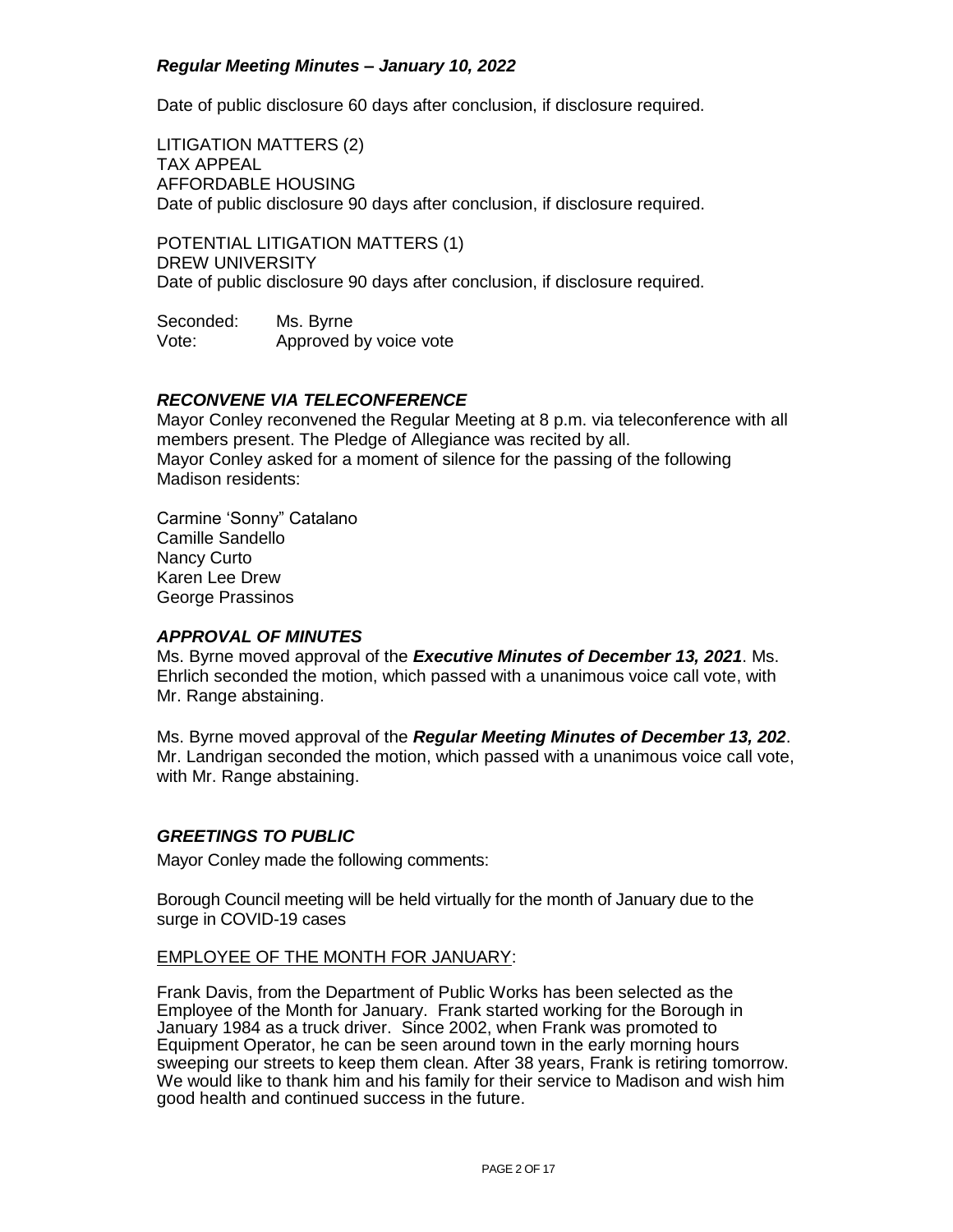*Regular Meeting Minutes – January 10, 2022*

Date of public disclosure 60 days after conclusion, if disclosure required.

LITIGATION MATTERS (2)
TAX APPEAL
AFFORDABLE HOUSING
Date of public disclosure 90 days after conclusion, if disclosure required.

POTENTIAL LITIGATION MATTERS (1)
DREW UNIVERSITY
Date of public disclosure 90 days after conclusion, if disclosure required.

Seconded: Ms. Byrne
Vote: Approved by voice vote

### *RECONVENE VIA TELECONFERENCE*

Mayor Conley reconvened the Regular Meeting at 8 p.m. via teleconference with all members present. The Pledge of Allegiance was recited by all.
Mayor Conley asked for a moment of silence for the passing of the following Madison residents:

Carmine 'Sonny" Catalano
Camille Sandello
Nancy Curto
Karen Lee Drew
George Prassinos

### *APPROVAL OF MINUTES*

Ms. Byrne moved approval of the ***Executive Minutes of December 13, 2021***. Ms. Ehrlich seconded the motion, which passed with a unanimous voice call vote, with Mr. Range abstaining.

Ms. Byrne moved approval of the ***Regular Meeting Minutes of December 13, 202***. Mr. Landrigan seconded the motion, which passed with a unanimous voice call vote, with Mr. Range abstaining.

### *GREETINGS TO PUBLIC*

Mayor Conley made the following comments:

Borough Council meeting will be held virtually for the month of January due to the surge in COVID-19 cases

EMPLOYEE OF THE MONTH FOR JANUARY:

Frank Davis, from the Department of Public Works has been selected as the Employee of the Month for January. Frank started working for the Borough in January 1984 as a truck driver. Since 2002, when Frank was promoted to Equipment Operator, he can be seen around town in the early morning hours sweeping our streets to keep them clean. After 38 years, Frank is retiring tomorrow. We would like to thank him and his family for their service to Madison and wish him good health and continued success in the future.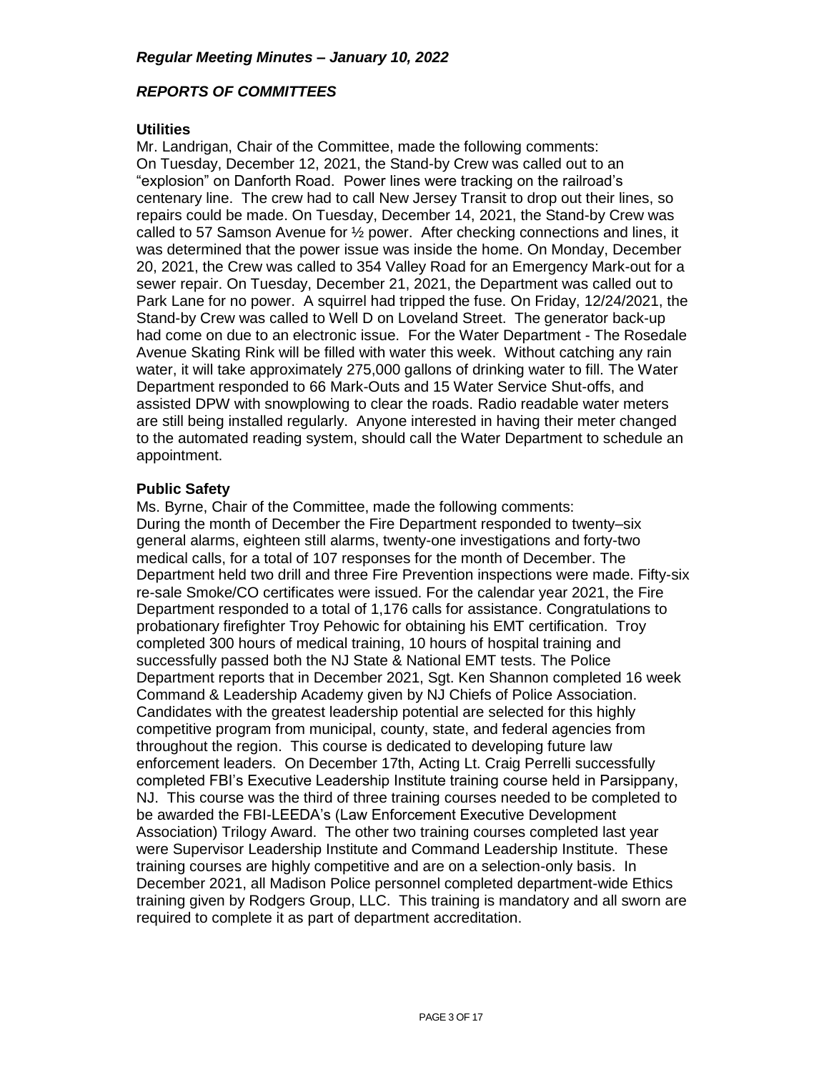*Regular Meeting Minutes – January 10, 2022*

## *REPORTS OF COMMITTEES*

### Utilities

Mr. Landrigan, Chair of the Committee, made the following comments:
On Tuesday, December 12, 2021, the Stand-by Crew was called out to an "explosion" on Danforth Road. Power lines were tracking on the railroad's centenary line. The crew had to call New Jersey Transit to drop out their lines, so repairs could be made. On Tuesday, December 14, 2021, the Stand-by Crew was called to 57 Samson Avenue for ½ power. After checking connections and lines, it was determined that the power issue was inside the home. On Monday, December 20, 2021, the Crew was called to 354 Valley Road for an Emergency Mark-out for a sewer repair. On Tuesday, December 21, 2021, the Department was called out to Park Lane for no power. A squirrel had tripped the fuse. On Friday, 12/24/2021, the Stand-by Crew was called to Well D on Loveland Street. The generator back-up had come on due to an electronic issue. For the Water Department - The Rosedale Avenue Skating Rink will be filled with water this week. Without catching any rain water, it will take approximately 275,000 gallons of drinking water to fill. The Water Department responded to 66 Mark-Outs and 15 Water Service Shut-offs, and assisted DPW with snowplowing to clear the roads. Radio readable water meters are still being installed regularly. Anyone interested in having their meter changed to the automated reading system, should call the Water Department to schedule an appointment.

### Public Safety

Ms. Byrne, Chair of the Committee, made the following comments:
During the month of December the Fire Department responded to twenty–six general alarms, eighteen still alarms, twenty-one investigations and forty-two medical calls, for a total of 107 responses for the month of December. The Department held two drill and three Fire Prevention inspections were made. Fifty-six re-sale Smoke/CO certificates were issued. For the calendar year 2021, the Fire Department responded to a total of 1,176 calls for assistance. Congratulations to probationary firefighter Troy Pehowic for obtaining his EMT certification. Troy completed 300 hours of medical training, 10 hours of hospital training and successfully passed both the NJ State & National EMT tests. The Police Department reports that in December 2021, Sgt. Ken Shannon completed 16 week Command & Leadership Academy given by NJ Chiefs of Police Association. Candidates with the greatest leadership potential are selected for this highly competitive program from municipal, county, state, and federal agencies from throughout the region. This course is dedicated to developing future law enforcement leaders. On December 17th, Acting Lt. Craig Perrelli successfully completed FBI's Executive Leadership Institute training course held in Parsippany, NJ. This course was the third of three training courses needed to be completed to be awarded the FBI-LEEDA's (Law Enforcement Executive Development Association) Trilogy Award. The other two training courses completed last year were Supervisor Leadership Institute and Command Leadership Institute. These training courses are highly competitive and are on a selection-only basis. In December 2021, all Madison Police personnel completed department-wide Ethics training given by Rodgers Group, LLC. This training is mandatory and all sworn are required to complete it as part of department accreditation.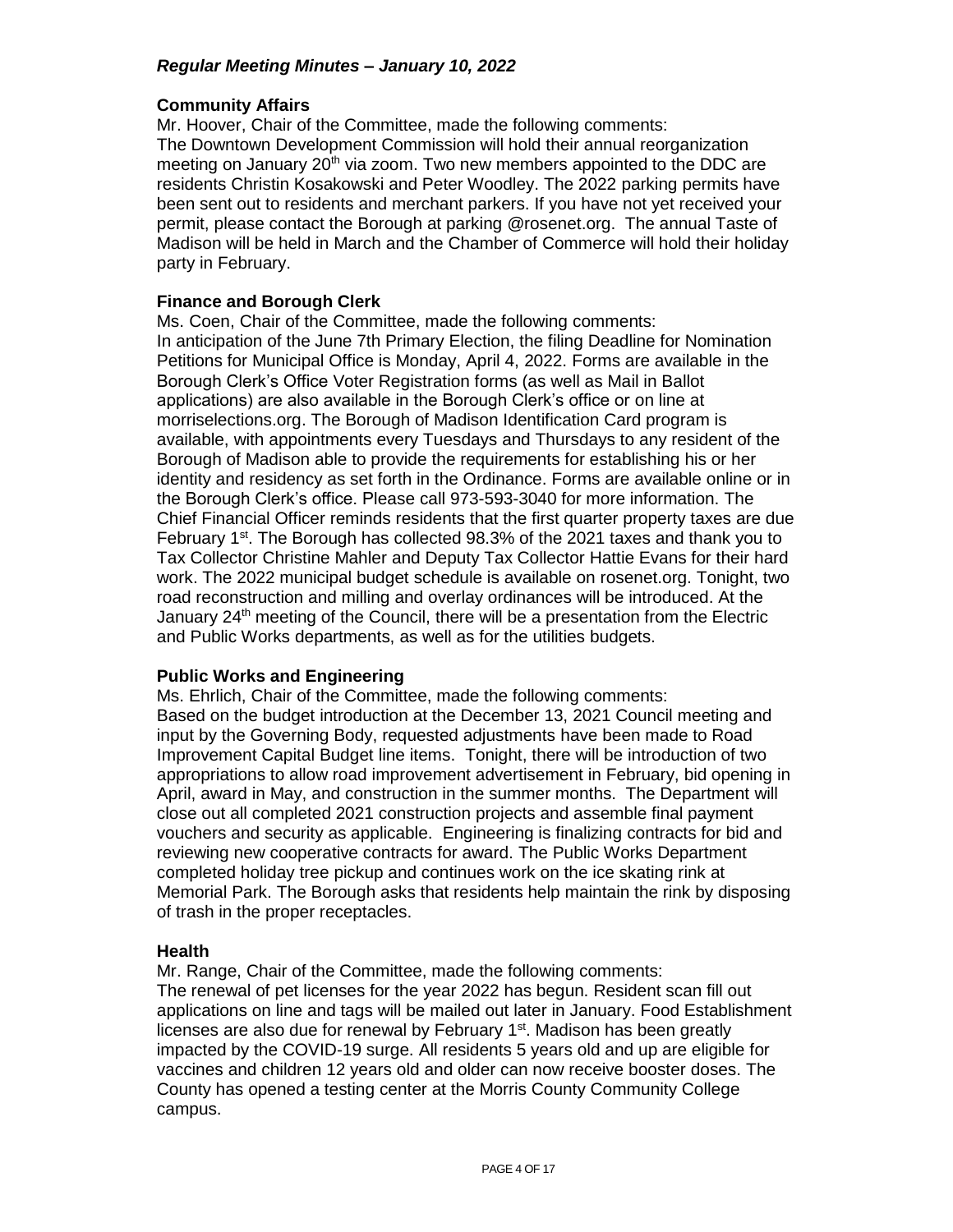*Regular Meeting Minutes – January 10, 2022*

**Community Affairs**

Mr. Hoover, Chair of the Committee, made the following comments:
The Downtown Development Commission will hold their annual reorganization meeting on January 20th via zoom. Two new members appointed to the DDC are residents Christin Kosakowski and Peter Woodley. The 2022 parking permits have been sent out to residents and merchant parkers. If you have not yet received your permit, please contact the Borough at parking @rosenet.org. The annual Taste of Madison will be held in March and the Chamber of Commerce will hold their holiday party in February.

**Finance and Borough Clerk**

Ms. Coen, Chair of the Committee, made the following comments:
In anticipation of the June 7th Primary Election, the filing Deadline for Nomination Petitions for Municipal Office is Monday, April 4, 2022. Forms are available in the Borough Clerk's Office Voter Registration forms (as well as Mail in Ballot applications) are also available in the Borough Clerk's office or on line at morriselections.org. The Borough of Madison Identification Card program is available, with appointments every Tuesdays and Thursdays to any resident of the Borough of Madison able to provide the requirements for establishing his or her identity and residency as set forth in the Ordinance. Forms are available online or in the Borough Clerk's office. Please call 973-593-3040 for more information. The Chief Financial Officer reminds residents that the first quarter property taxes are due February 1st. The Borough has collected 98.3% of the 2021 taxes and thank you to Tax Collector Christine Mahler and Deputy Tax Collector Hattie Evans for their hard work. The 2022 municipal budget schedule is available on rosenet.org. Tonight, two road reconstruction and milling and overlay ordinances will be introduced. At the January 24th meeting of the Council, there will be a presentation from the Electric and Public Works departments, as well as for the utilities budgets.

**Public Works and Engineering**

Ms. Ehrlich, Chair of the Committee, made the following comments:
Based on the budget introduction at the December 13, 2021 Council meeting and input by the Governing Body, requested adjustments have been made to Road Improvement Capital Budget line items. Tonight, there will be introduction of two appropriations to allow road improvement advertisement in February, bid opening in April, award in May, and construction in the summer months. The Department will close out all completed 2021 construction projects and assemble final payment vouchers and security as applicable. Engineering is finalizing contracts for bid and reviewing new cooperative contracts for award. The Public Works Department completed holiday tree pickup and continues work on the ice skating rink at Memorial Park. The Borough asks that residents help maintain the rink by disposing of trash in the proper receptacles.

**Health**

Mr. Range, Chair of the Committee, made the following comments:
The renewal of pet licenses for the year 2022 has begun. Resident scan fill out applications on line and tags will be mailed out later in January. Food Establishment licenses are also due for renewal by February 1st. Madison has been greatly impacted by the COVID-19 surge. All residents 5 years old and up are eligible for vaccines and children 12 years old and older can now receive booster doses. The County has opened a testing center at the Morris County Community College campus.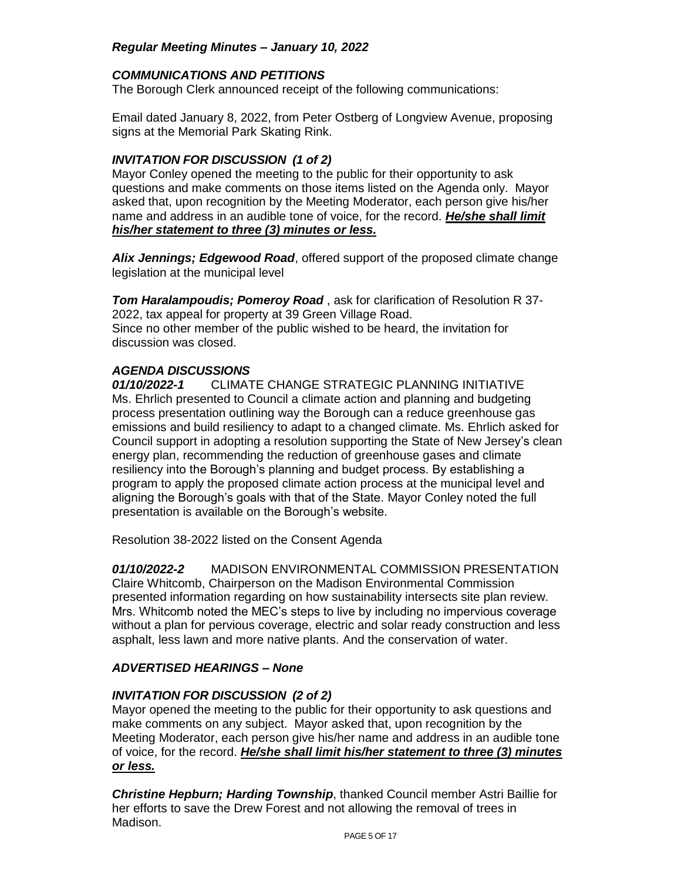*Regular Meeting Minutes – January 10, 2022*

### *COMMUNICATIONS AND PETITIONS*

The Borough Clerk announced receipt of the following communications:

Email dated January 8, 2022, from Peter Ostberg of Longview Avenue, proposing signs at the Memorial Park Skating Rink.

### *INVITATION FOR DISCUSSION (1 of 2)*

Mayor Conley opened the meeting to the public for their opportunity to ask questions and make comments on those items listed on the Agenda only. Mayor asked that, upon recognition by the Meeting Moderator, each person give his/her name and address in an audible tone of voice, for the record. ***He/she shall limit his/her statement to three (3) minutes or less.***

***Alix Jennings; Edgewood Road***, offered support of the proposed climate change legislation at the municipal level

***Tom Haralampoudis; Pomeroy Road*** , ask for clarification of Resolution R 37-2022, tax appeal for property at 39 Green Village Road.
Since no other member of the public wished to be heard, the invitation for discussion was closed.

### *AGENDA DISCUSSIONS*

***01/10/2022-1*** CLIMATE CHANGE STRATEGIC PLANNING INITIATIVE
Ms. Ehrlich presented to Council a climate action and planning and budgeting process presentation outlining way the Borough can a reduce greenhouse gas emissions and build resiliency to adapt to a changed climate. Ms. Ehrlich asked for Council support in adopting a resolution supporting the State of New Jersey's clean energy plan, recommending the reduction of greenhouse gases and climate resiliency into the Borough's planning and budget process. By establishing a program to apply the proposed climate action process at the municipal level and aligning the Borough's goals with that of the State. Mayor Conley noted the full presentation is available on the Borough's website.

Resolution 38-2022 listed on the Consent Agenda

***01/10/2022-2*** MADISON ENVIRONMENTAL COMMISSION PRESENTATION
Claire Whitcomb, Chairperson on the Madison Environmental Commission presented information regarding on how sustainability intersects site plan review. Mrs. Whitcomb noted the MEC's steps to live by including no impervious coverage without a plan for pervious coverage, electric and solar ready construction and less asphalt, less lawn and more native plants. And the conservation of water.

### *ADVERTISED HEARINGS – None*

### *INVITATION FOR DISCUSSION (2 of 2)*

Mayor opened the meeting to the public for their opportunity to ask questions and make comments on any subject. Mayor asked that, upon recognition by the Meeting Moderator, each person give his/her name and address in an audible tone of voice, for the record. ***He/she shall limit his/her statement to three (3) minutes or less.***

***Christine Hepburn; Harding Township***, thanked Council member Astri Baillie for her efforts to save the Drew Forest and not allowing the removal of trees in Madison.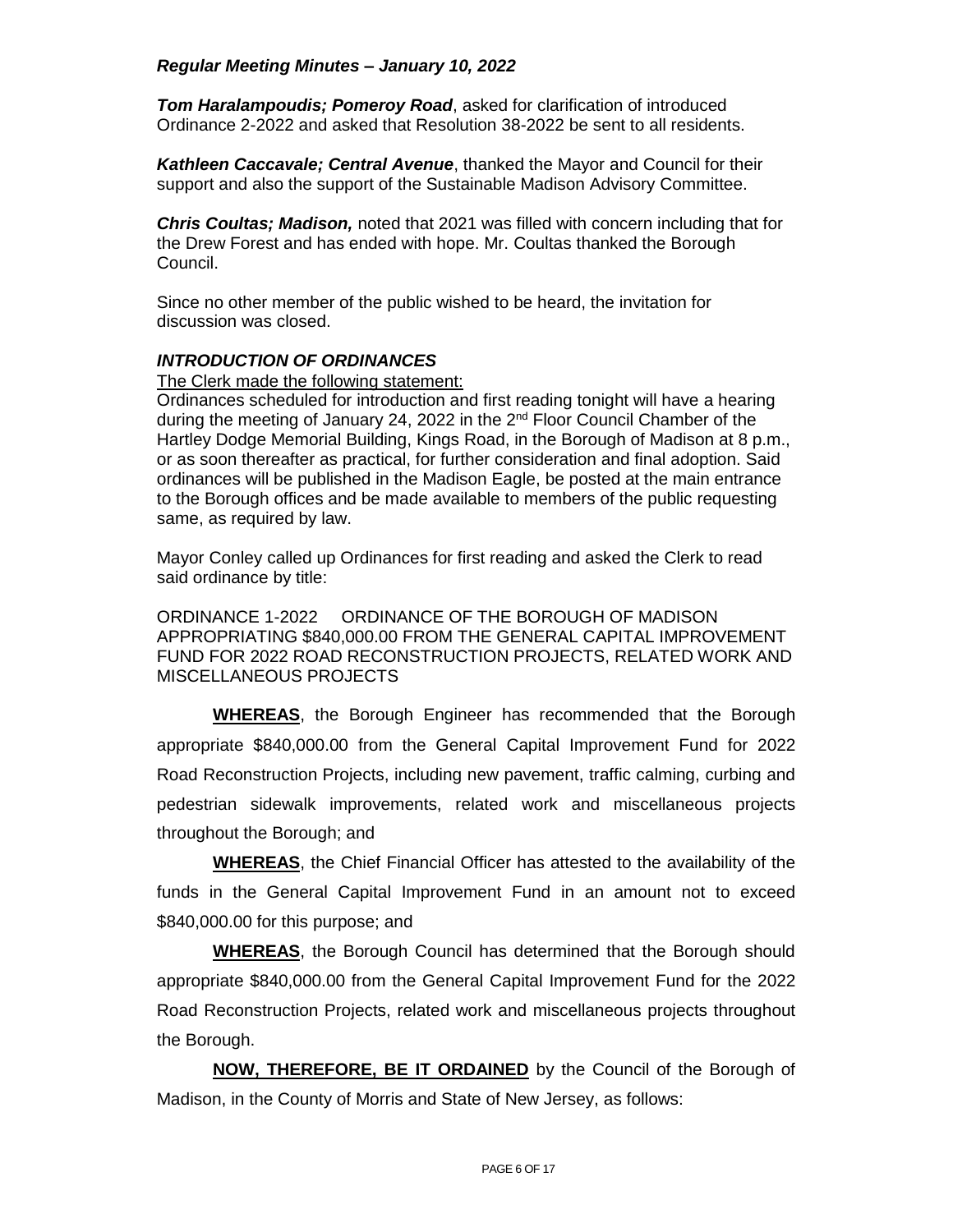*Regular Meeting Minutes – January 10, 2022*

***Tom Haralampoudis; Pomeroy Road***, asked for clarification of introduced Ordinance 2-2022 and asked that Resolution 38-2022 be sent to all residents.

***Kathleen Caccavale; Central Avenue***, thanked the Mayor and Council for their support and also the support of the Sustainable Madison Advisory Committee.

***Chris Coultas; Madison,*** noted that 2021 was filled with concern including that for the Drew Forest and has ended with hope. Mr. Coultas thanked the Borough Council.

Since no other member of the public wished to be heard, the invitation for discussion was closed.

### *INTRODUCTION OF ORDINANCES*

The Clerk made the following statement:

Ordinances scheduled for introduction and first reading tonight will have a hearing during the meeting of January 24, 2022 in the 2nd Floor Council Chamber of the Hartley Dodge Memorial Building, Kings Road, in the Borough of Madison at 8 p.m., or as soon thereafter as practical, for further consideration and final adoption. Said ordinances will be published in the Madison Eagle, be posted at the main entrance to the Borough offices and be made available to members of the public requesting same, as required by law.

Mayor Conley called up Ordinances for first reading and asked the Clerk to read said ordinance by title:

ORDINANCE 1-2022 ORDINANCE OF THE BOROUGH OF MADISON APPROPRIATING $840,000.00 FROM THE GENERAL CAPITAL IMPROVEMENT FUND FOR 2022 ROAD RECONSTRUCTION PROJECTS, RELATED WORK AND MISCELLANEOUS PROJECTS

**WHEREAS**, the Borough Engineer has recommended that the Borough appropriate $840,000.00 from the General Capital Improvement Fund for 2022 Road Reconstruction Projects, including new pavement, traffic calming, curbing and pedestrian sidewalk improvements, related work and miscellaneous projects throughout the Borough; and

**WHEREAS**, the Chief Financial Officer has attested to the availability of the funds in the General Capital Improvement Fund in an amount not to exceed $840,000.00 for this purpose; and

**WHEREAS**, the Borough Council has determined that the Borough should appropriate $840,000.00 from the General Capital Improvement Fund for the 2022 Road Reconstruction Projects, related work and miscellaneous projects throughout the Borough.

**NOW, THEREFORE, BE IT ORDAINED** by the Council of the Borough of Madison, in the County of Morris and State of New Jersey, as follows: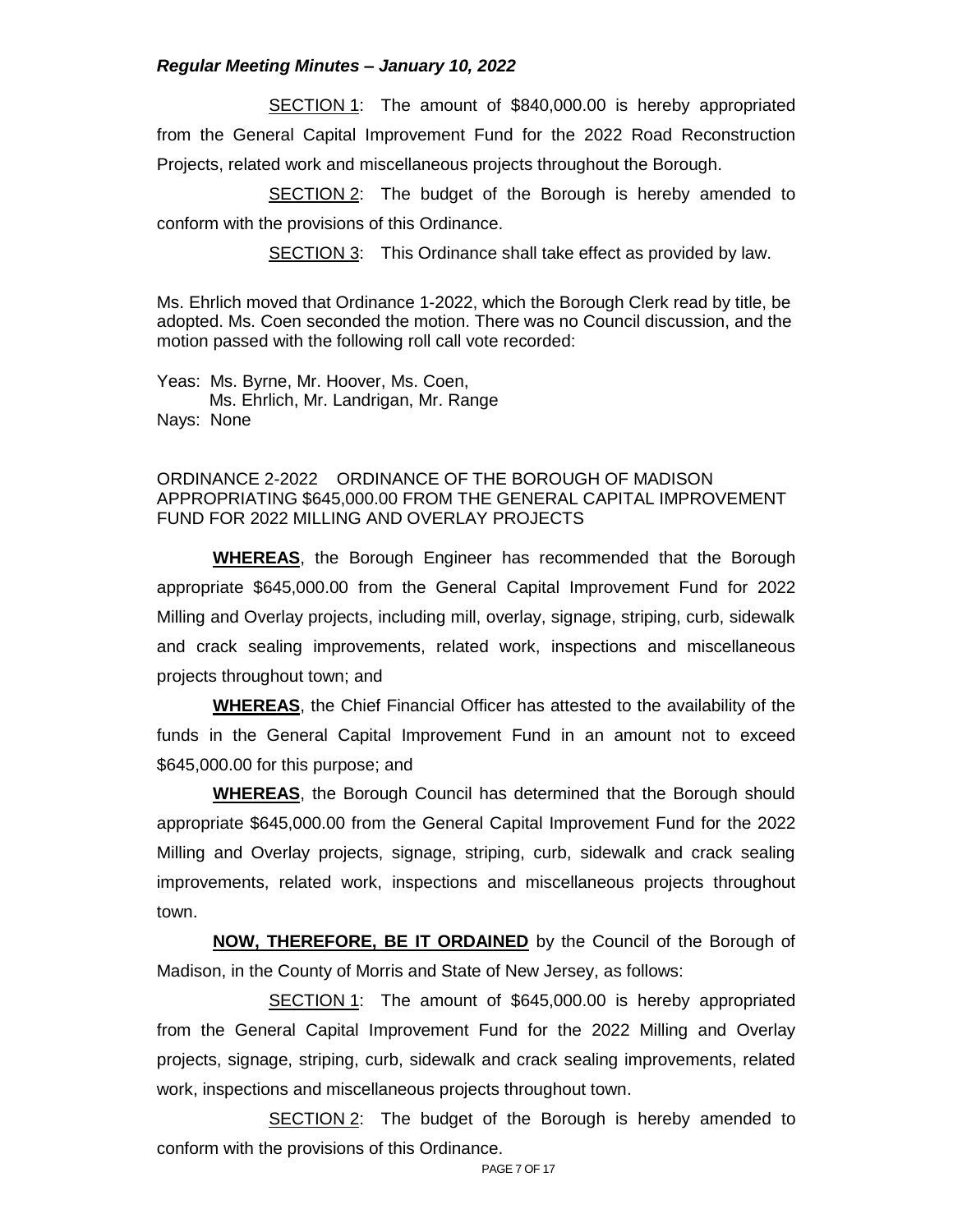SECTION 1: The amount of $840,000.00 is hereby appropriated from the General Capital Improvement Fund for the 2022 Road Reconstruction Projects, related work and miscellaneous projects throughout the Borough.

SECTION 2: The budget of the Borough is hereby amended to conform with the provisions of this Ordinance.

SECTION 3: This Ordinance shall take effect as provided by law.

Ms. Ehrlich moved that Ordinance 1-2022, which the Borough Clerk read by title, be adopted. Ms. Coen seconded the motion. There was no Council discussion, and the motion passed with the following roll call vote recorded:

Yeas: Ms. Byrne, Mr. Hoover, Ms. Coen,
Ms. Ehrlich, Mr. Landrigan, Mr. Range
Nays: None

ORDINANCE 2-2022 ORDINANCE OF THE BOROUGH OF MADISON APPROPRIATING $645,000.00 FROM THE GENERAL CAPITAL IMPROVEMENT FUND FOR 2022 MILLING AND OVERLAY PROJECTS

**WHEREAS**, the Borough Engineer has recommended that the Borough appropriate $645,000.00 from the General Capital Improvement Fund for 2022 Milling and Overlay projects, including mill, overlay, signage, striping, curb, sidewalk and crack sealing improvements, related work, inspections and miscellaneous projects throughout town; and

**WHEREAS**, the Chief Financial Officer has attested to the availability of the funds in the General Capital Improvement Fund in an amount not to exceed $645,000.00 for this purpose; and

**WHEREAS**, the Borough Council has determined that the Borough should appropriate $645,000.00 from the General Capital Improvement Fund for the 2022 Milling and Overlay projects, signage, striping, curb, sidewalk and crack sealing improvements, related work, inspections and miscellaneous projects throughout town.

**NOW, THEREFORE, BE IT ORDAINED** by the Council of the Borough of Madison, in the County of Morris and State of New Jersey, as follows:

SECTION 1: The amount of $645,000.00 is hereby appropriated from the General Capital Improvement Fund for the 2022 Milling and Overlay projects, signage, striping, curb, sidewalk and crack sealing improvements, related work, inspections and miscellaneous projects throughout town.

SECTION 2: The budget of the Borough is hereby amended to conform with the provisions of this Ordinance.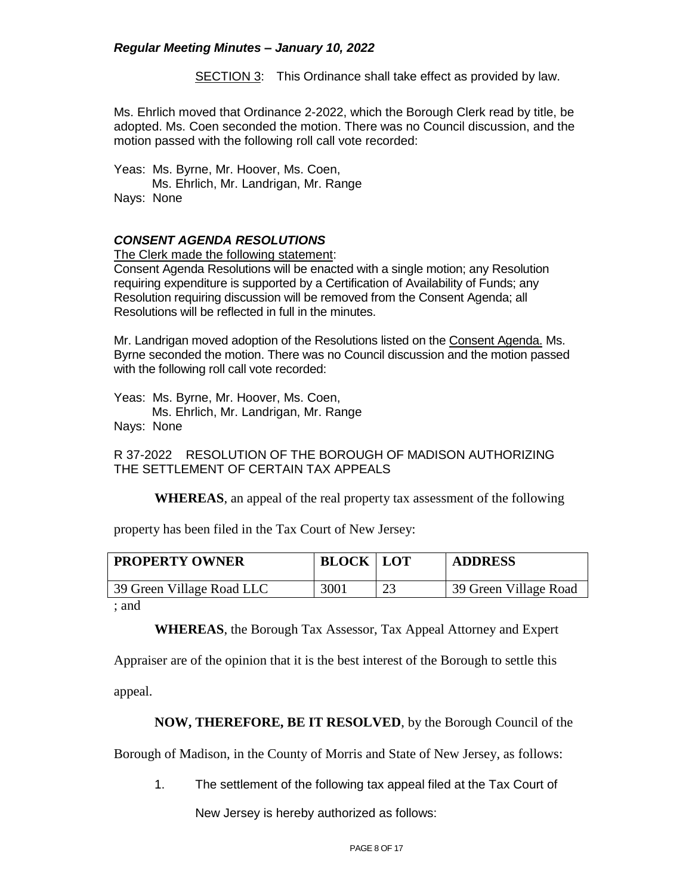SECTION 3: This Ordinance shall take effect as provided by law.

Ms. Ehrlich moved that Ordinance 2-2022, which the Borough Clerk read by title, be adopted. Ms. Coen seconded the motion. There was no Council discussion, and the motion passed with the following roll call vote recorded:

Yeas: Ms. Byrne, Mr. Hoover, Ms. Coen,
Ms. Ehrlich, Mr. Landrigan, Mr. Range
Nays: None

### *CONSENT AGENDA RESOLUTIONS*

The Clerk made the following statement:
Consent Agenda Resolutions will be enacted with a single motion; any Resolution requiring expenditure is supported by a Certification of Availability of Funds; any Resolution requiring discussion will be removed from the Consent Agenda; all Resolutions will be reflected in full in the minutes.

Mr. Landrigan moved adoption of the Resolutions listed on the Consent Agenda. Ms. Byrne seconded the motion. There was no Council discussion and the motion passed with the following roll call vote recorded:

Yeas: Ms. Byrne, Mr. Hoover, Ms. Coen,
Ms. Ehrlich, Mr. Landrigan, Mr. Range
Nays: None

R 37-2022 RESOLUTION OF THE BOROUGH OF MADISON AUTHORIZING THE SETTLEMENT OF CERTAIN TAX APPEALS

**WHEREAS**, an appeal of the real property tax assessment of the following property has been filed in the Tax Court of New Jersey:

| PROPERTY OWNER | BLOCK | LOT | ADDRESS |
|---|---|---|---|
| 39 Green Village Road LLC | 3001 | 23 | 39 Green Village Road |

; and

**WHEREAS**, the Borough Tax Assessor, Tax Appeal Attorney and Expert Appraiser are of the opinion that it is the best interest of the Borough to settle this appeal.

**NOW, THEREFORE, BE IT RESOLVED**, by the Borough Council of the Borough of Madison, in the County of Morris and State of New Jersey, as follows:

1. The settlement of the following tax appeal filed at the Tax Court of New Jersey is hereby authorized as follows: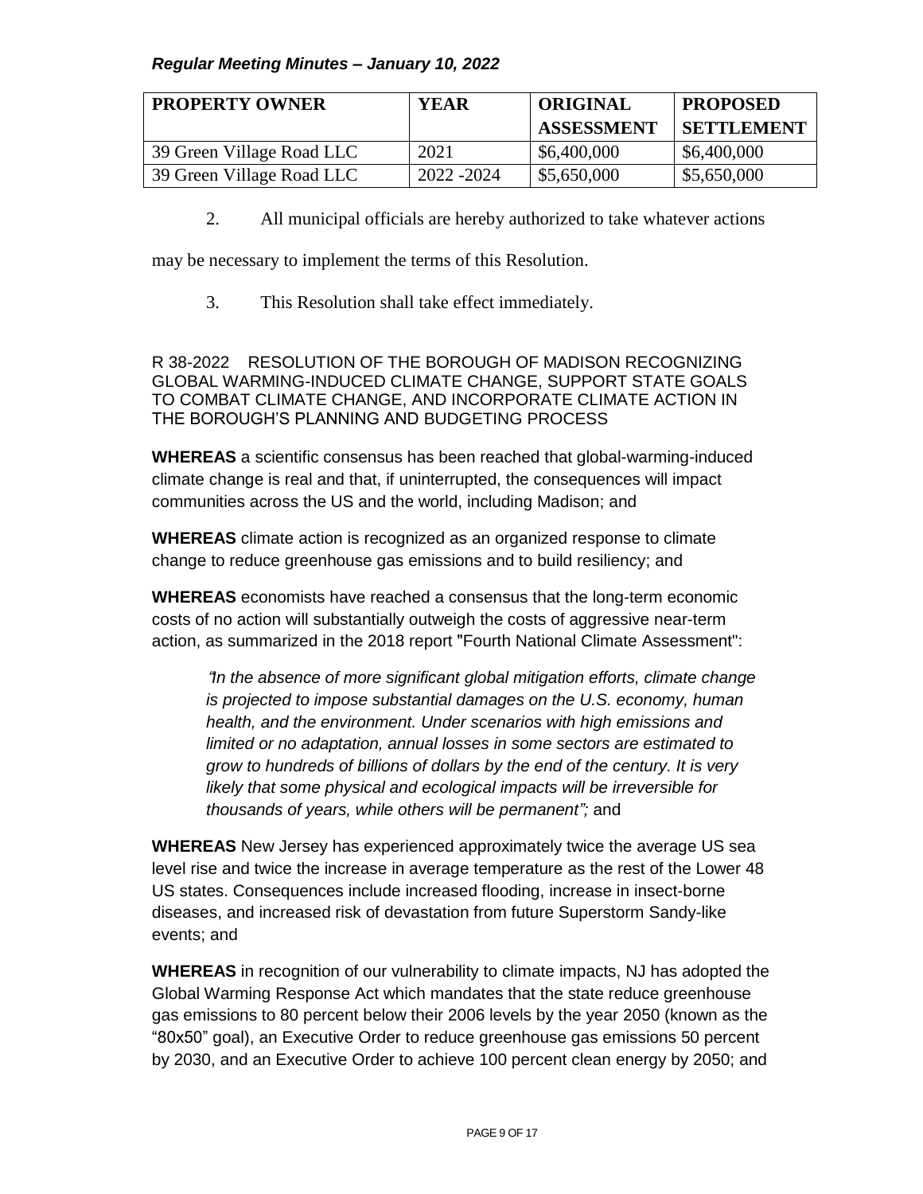| PROPERTY OWNER | YEAR | ORIGINAL ASSESSMENT | PROPOSED SETTLEMENT |
|---|---|---|---|
| 39 Green Village Road LLC | 2021 | $6,400,000 | $6,400,000 |
| 39 Green Village Road LLC | 2022 -2024 | $5,650,000 | $5,650,000 |

2. All municipal officials are hereby authorized to take whatever actions may be necessary to implement the terms of this Resolution.

3. This Resolution shall take effect immediately.

R 38-2022 RESOLUTION OF THE BOROUGH OF MADISON RECOGNIZING GLOBAL WARMING-INDUCED CLIMATE CHANGE, SUPPORT STATE GOALS TO COMBAT CLIMATE CHANGE, AND INCORPORATE CLIMATE ACTION IN THE BOROUGH'S PLANNING AND BUDGETING PROCESS

**WHEREAS** a scientific consensus has been reached that global-warming-induced climate change is real and that, if uninterrupted, the consequences will impact communities across the US and the world, including Madison; and

**WHEREAS** climate action is recognized as an organized response to climate change to reduce greenhouse gas emissions and to build resiliency; and

**WHEREAS** economists have reached a consensus that the long-term economic costs of no action will substantially outweigh the costs of aggressive near-term action, as summarized in the 2018 report "Fourth National Climate Assessment":

> *"In the absence of more significant global mitigation efforts, climate change is projected to impose substantial damages on the U.S. economy, human health, and the environment. Under scenarios with high emissions and limited or no adaptation, annual losses in some sectors are estimated to grow to hundreds of billions of dollars by the end of the century. It is very likely that some physical and ecological impacts will be irreversible for thousands of years, while others will be permanent";* and

**WHEREAS** New Jersey has experienced approximately twice the average US sea level rise and twice the increase in average temperature as the rest of the Lower 48 US states. Consequences include increased flooding, increase in insect-borne diseases, and increased risk of devastation from future Superstorm Sandy-like events; and

**WHEREAS** in recognition of our vulnerability to climate impacts, NJ has adopted the Global Warming Response Act which mandates that the state reduce greenhouse gas emissions to 80 percent below their 2006 levels by the year 2050 (known as the "80x50" goal), an Executive Order to reduce greenhouse gas emissions 50 percent by 2030, and an Executive Order to achieve 100 percent clean energy by 2050; and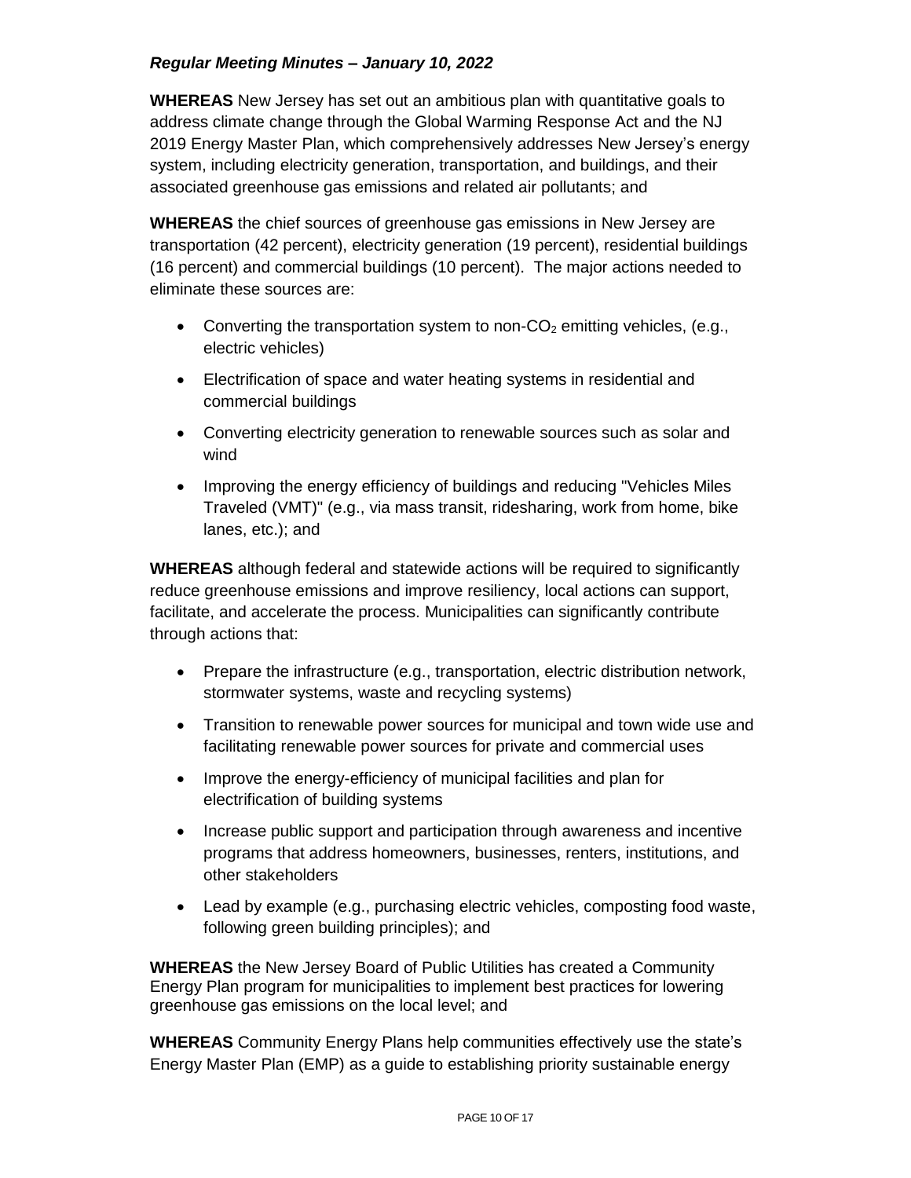*Regular Meeting Minutes – January 10, 2022*

**WHEREAS** New Jersey has set out an ambitious plan with quantitative goals to address climate change through the Global Warming Response Act and the NJ 2019 Energy Master Plan, which comprehensively addresses New Jersey's energy system, including electricity generation, transportation, and buildings, and their associated greenhouse gas emissions and related air pollutants; and

**WHEREAS** the chief sources of greenhouse gas emissions in New Jersey are transportation (42 percent), electricity generation (19 percent), residential buildings (16 percent) and commercial buildings (10 percent). The major actions needed to eliminate these sources are:

- Converting the transportation system to non-$CO_2$ emitting vehicles, (e.g., electric vehicles)
- Electrification of space and water heating systems in residential and commercial buildings
- Converting electricity generation to renewable sources such as solar and wind
- Improving the energy efficiency of buildings and reducing "Vehicles Miles Traveled (VMT)" (e.g., via mass transit, ridesharing, work from home, bike lanes, etc.); and

**WHEREAS** although federal and statewide actions will be required to significantly reduce greenhouse emissions and improve resiliency, local actions can support, facilitate, and accelerate the process. Municipalities can significantly contribute through actions that:

- Prepare the infrastructure (e.g., transportation, electric distribution network, stormwater systems, waste and recycling systems)
- Transition to renewable power sources for municipal and town wide use and facilitating renewable power sources for private and commercial uses
- Improve the energy-efficiency of municipal facilities and plan for electrification of building systems
- Increase public support and participation through awareness and incentive programs that address homeowners, businesses, renters, institutions, and other stakeholders
- Lead by example (e.g., purchasing electric vehicles, composting food waste, following green building principles); and

**WHEREAS** the New Jersey Board of Public Utilities has created a Community Energy Plan program for municipalities to implement best practices for lowering greenhouse gas emissions on the local level; and

**WHEREAS** Community Energy Plans help communities effectively use the state's Energy Master Plan (EMP) as a guide to establishing priority sustainable energy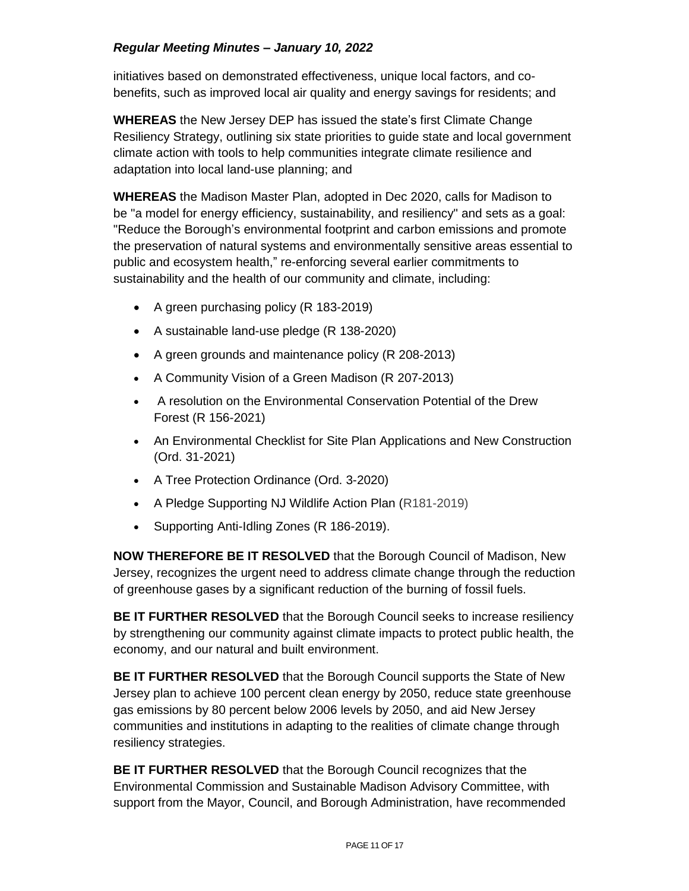initiatives based on demonstrated effectiveness, unique local factors, and co-benefits, such as improved local air quality and energy savings for residents; and

**WHEREAS** the New Jersey DEP has issued the state's first Climate Change Resiliency Strategy, outlining six state priorities to guide state and local government climate action with tools to help communities integrate climate resilience and adaptation into local land-use planning; and

**WHEREAS** the Madison Master Plan, adopted in Dec 2020, calls for Madison to be "a model for energy efficiency, sustainability, and resiliency" and sets as a goal: "Reduce the Borough's environmental footprint and carbon emissions and promote the preservation of natural systems and environmentally sensitive areas essential to public and ecosystem health," re-enforcing several earlier commitments to sustainability and the health of our community and climate, including:

- A green purchasing policy (R 183-2019)
- A sustainable land-use pledge (R 138-2020)
- A green grounds and maintenance policy (R 208-2013)
- A Community Vision of a Green Madison (R 207-2013)
- A resolution on the Environmental Conservation Potential of the Drew Forest (R 156-2021)
- An Environmental Checklist for Site Plan Applications and New Construction (Ord. 31-2021)
- A Tree Protection Ordinance (Ord. 3-2020)
- A Pledge Supporting NJ Wildlife Action Plan (R181-2019)
- Supporting Anti-Idling Zones (R 186-2019).

**NOW THEREFORE BE IT RESOLVED** that the Borough Council of Madison, New Jersey, recognizes the urgent need to address climate change through the reduction of greenhouse gases by a significant reduction of the burning of fossil fuels.

**BE IT FURTHER RESOLVED** that the Borough Council seeks to increase resiliency by strengthening our community against climate impacts to protect public health, the economy, and our natural and built environment.

**BE IT FURTHER RESOLVED** that the Borough Council supports the State of New Jersey plan to achieve 100 percent clean energy by 2050, reduce state greenhouse gas emissions by 80 percent below 2006 levels by 2050, and aid New Jersey communities and institutions in adapting to the realities of climate change through resiliency strategies.

**BE IT FURTHER RESOLVED** that the Borough Council recognizes that the Environmental Commission and Sustainable Madison Advisory Committee, with support from the Mayor, Council, and Borough Administration, have recommended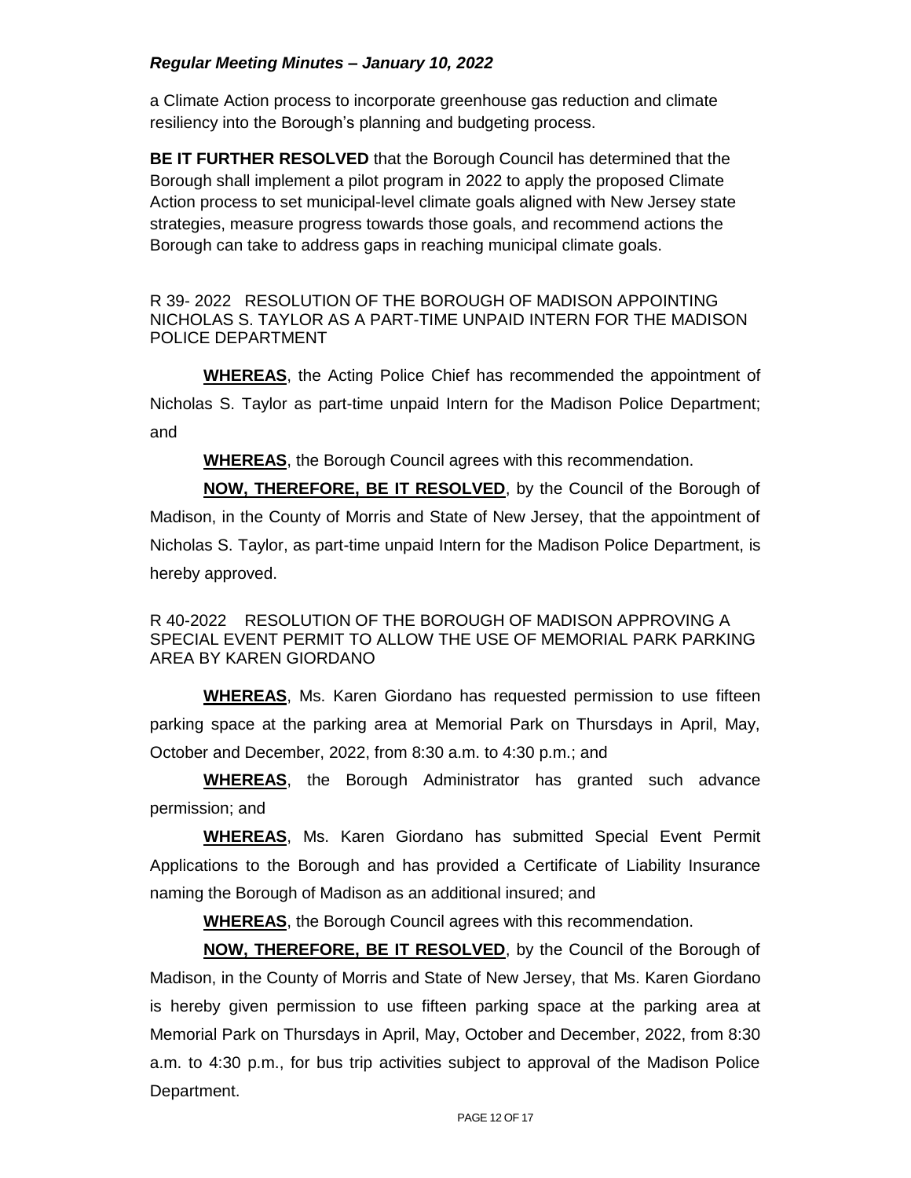a Climate Action process to incorporate greenhouse gas reduction and climate resiliency into the Borough's planning and budgeting process.

**BE IT FURTHER RESOLVED** that the Borough Council has determined that the Borough shall implement a pilot program in 2022 to apply the proposed Climate Action process to set municipal-level climate goals aligned with New Jersey state strategies, measure progress towards those goals, and recommend actions the Borough can take to address gaps in reaching municipal climate goals.

R 39- 2022 RESOLUTION OF THE BOROUGH OF MADISON APPOINTING NICHOLAS S. TAYLOR AS A PART-TIME UNPAID INTERN FOR THE MADISON POLICE DEPARTMENT

**WHEREAS**, the Acting Police Chief has recommended the appointment of Nicholas S. Taylor as part-time unpaid Intern for the Madison Police Department; and

**WHEREAS**, the Borough Council agrees with this recommendation.

**NOW, THEREFORE, BE IT RESOLVED**, by the Council of the Borough of Madison, in the County of Morris and State of New Jersey, that the appointment of Nicholas S. Taylor, as part-time unpaid Intern for the Madison Police Department, is hereby approved.

R 40-2022 RESOLUTION OF THE BOROUGH OF MADISON APPROVING A SPECIAL EVENT PERMIT TO ALLOW THE USE OF MEMORIAL PARK PARKING AREA BY KAREN GIORDANO

**WHEREAS**, Ms. Karen Giordano has requested permission to use fifteen parking space at the parking area at Memorial Park on Thursdays in April, May, October and December, 2022, from 8:30 a.m. to 4:30 p.m.; and

**WHEREAS**, the Borough Administrator has granted such advance permission; and

**WHEREAS**, Ms. Karen Giordano has submitted Special Event Permit Applications to the Borough and has provided a Certificate of Liability Insurance naming the Borough of Madison as an additional insured; and

**WHEREAS**, the Borough Council agrees with this recommendation.

**NOW, THEREFORE, BE IT RESOLVED**, by the Council of the Borough of Madison, in the County of Morris and State of New Jersey, that Ms. Karen Giordano is hereby given permission to use fifteen parking space at the parking area at Memorial Park on Thursdays in April, May, October and December, 2022, from 8:30 a.m. to 4:30 p.m., for bus trip activities subject to approval of the Madison Police Department.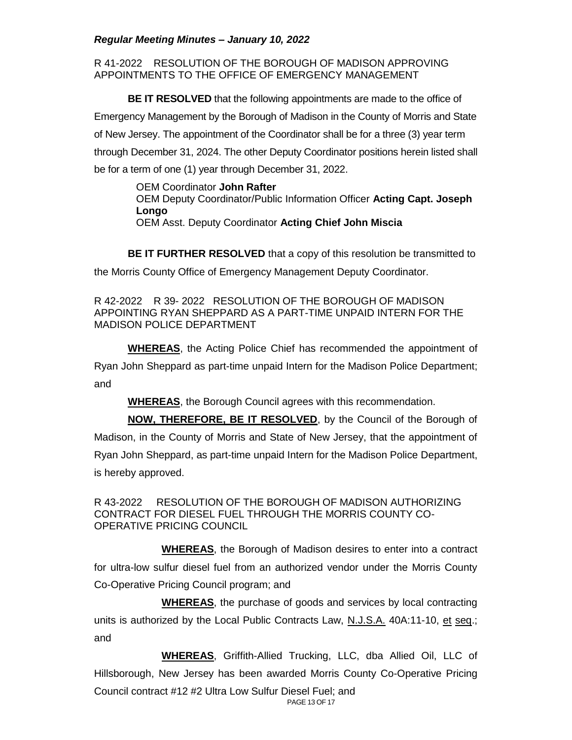*Regular Meeting Minutes – January 10, 2022*

R 41-2022 RESOLUTION OF THE BOROUGH OF MADISON APPROVING APPOINTMENTS TO THE OFFICE OF EMERGENCY MANAGEMENT

**BE IT RESOLVED** that the following appointments are made to the office of Emergency Management by the Borough of Madison in the County of Morris and State of New Jersey. The appointment of the Coordinator shall be for a three (3) year term through December 31, 2024. The other Deputy Coordinator positions herein listed shall be for a term of one (1) year through December 31, 2022.

OEM Coordinator **John Rafter**
OEM Deputy Coordinator/Public Information Officer **Acting Capt. Joseph Longo**
OEM Asst. Deputy Coordinator **Acting Chief John Miscia**

**BE IT FURTHER RESOLVED** that a copy of this resolution be transmitted to the Morris County Office of Emergency Management Deputy Coordinator.

R 42-2022 R 39- 2022 RESOLUTION OF THE BOROUGH OF MADISON APPOINTING RYAN SHEPPARD AS A PART-TIME UNPAID INTERN FOR THE MADISON POLICE DEPARTMENT

**WHEREAS**, the Acting Police Chief has recommended the appointment of Ryan John Sheppard as part-time unpaid Intern for the Madison Police Department; and

**WHEREAS**, the Borough Council agrees with this recommendation.

**NOW, THEREFORE, BE IT RESOLVED**, by the Council of the Borough of Madison, in the County of Morris and State of New Jersey, that the appointment of Ryan John Sheppard, as part-time unpaid Intern for the Madison Police Department, is hereby approved.

R 43-2022 RESOLUTION OF THE BOROUGH OF MADISON AUTHORIZING CONTRACT FOR DIESEL FUEL THROUGH THE MORRIS COUNTY CO-OPERATIVE PRICING COUNCIL

**WHEREAS**, the Borough of Madison desires to enter into a contract for ultra-low sulfur diesel fuel from an authorized vendor under the Morris County Co-Operative Pricing Council program; and

**WHEREAS**, the purchase of goods and services by local contracting units is authorized by the Local Public Contracts Law, N.J.S.A. 40A:11-10, et seq.; and

**WHEREAS**, Griffith-Allied Trucking, LLC, dba Allied Oil, LLC of Hillsborough, New Jersey has been awarded Morris County Co-Operative Pricing Council contract #12 #2 Ultra Low Sulfur Diesel Fuel; and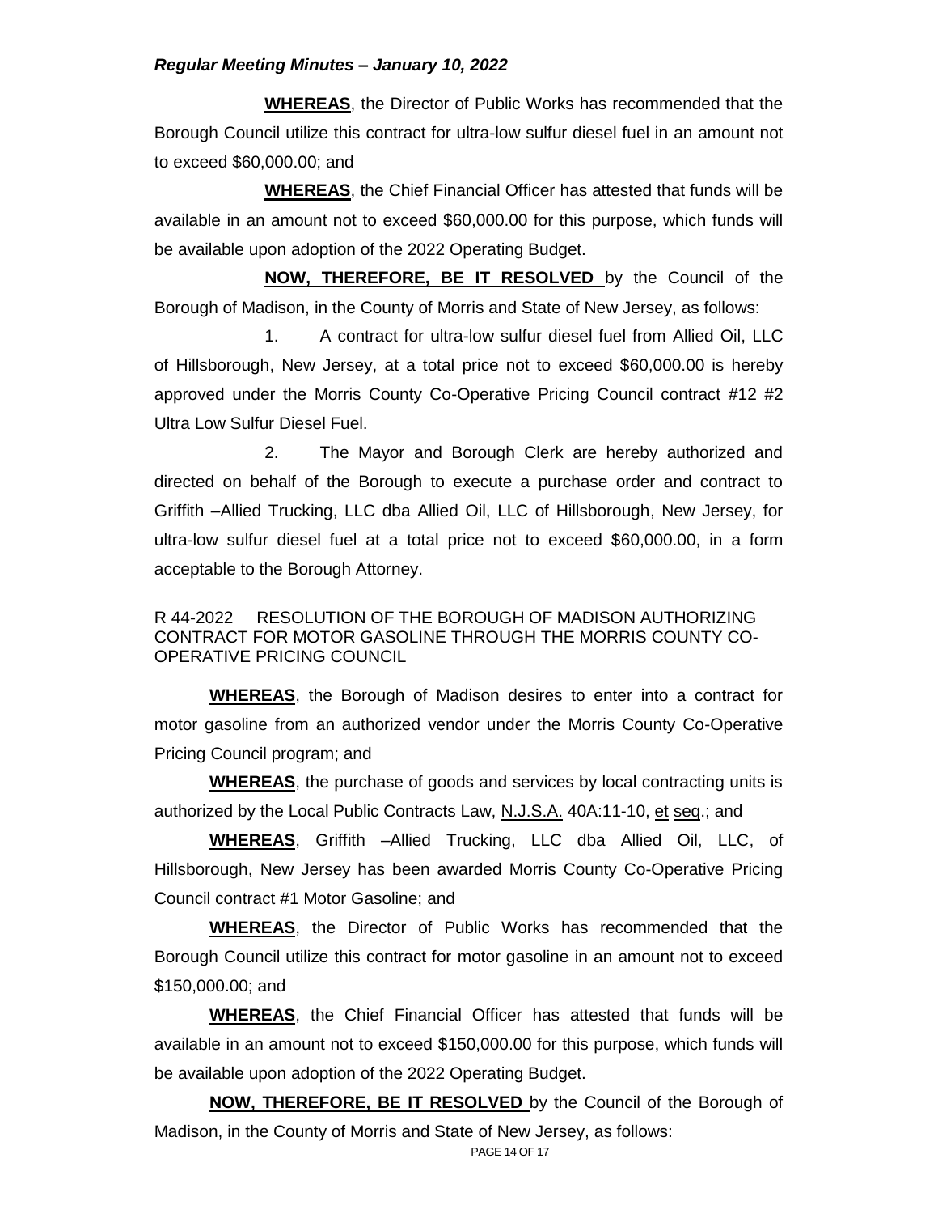**WHEREAS**, the Director of Public Works has recommended that the Borough Council utilize this contract for ultra-low sulfur diesel fuel in an amount not to exceed $60,000.00; and

**WHEREAS**, the Chief Financial Officer has attested that funds will be available in an amount not to exceed $60,000.00 for this purpose, which funds will be available upon adoption of the 2022 Operating Budget.

**NOW, THEREFORE, BE IT RESOLVED** by the Council of the Borough of Madison, in the County of Morris and State of New Jersey, as follows:

1. A contract for ultra-low sulfur diesel fuel from Allied Oil, LLC of Hillsborough, New Jersey, at a total price not to exceed $60,000.00 is hereby approved under the Morris County Co-Operative Pricing Council contract #12 #2 Ultra Low Sulfur Diesel Fuel.

2. The Mayor and Borough Clerk are hereby authorized and directed on behalf of the Borough to execute a purchase order and contract to Griffith –Allied Trucking, LLC dba Allied Oil, LLC of Hillsborough, New Jersey, for ultra-low sulfur diesel fuel at a total price not to exceed $60,000.00, in a form acceptable to the Borough Attorney.

R 44-2022 RESOLUTION OF THE BOROUGH OF MADISON AUTHORIZING CONTRACT FOR MOTOR GASOLINE THROUGH THE MORRIS COUNTY CO-OPERATIVE PRICING COUNCIL

**WHEREAS**, the Borough of Madison desires to enter into a contract for motor gasoline from an authorized vendor under the Morris County Co-Operative Pricing Council program; and

**WHEREAS**, the purchase of goods and services by local contracting units is authorized by the Local Public Contracts Law, N.J.S.A. 40A:11-10, et seq.; and

**WHEREAS**, Griffith –Allied Trucking, LLC dba Allied Oil, LLC, of Hillsborough, New Jersey has been awarded Morris County Co-Operative Pricing Council contract #1 Motor Gasoline; and

**WHEREAS**, the Director of Public Works has recommended that the Borough Council utilize this contract for motor gasoline in an amount not to exceed $150,000.00; and

**WHEREAS**, the Chief Financial Officer has attested that funds will be available in an amount not to exceed $150,000.00 for this purpose, which funds will be available upon adoption of the 2022 Operating Budget.

**NOW, THEREFORE, BE IT RESOLVED** by the Council of the Borough of Madison, in the County of Morris and State of New Jersey, as follows: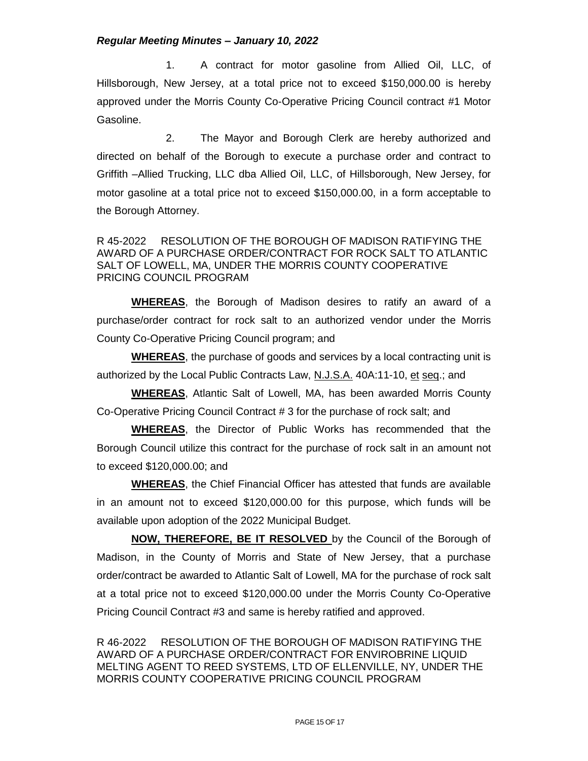1. A contract for motor gasoline from Allied Oil, LLC, of Hillsborough, New Jersey, at a total price not to exceed $150,000.00 is hereby approved under the Morris County Co-Operative Pricing Council contract #1 Motor Gasoline.

2. The Mayor and Borough Clerk are hereby authorized and directed on behalf of the Borough to execute a purchase order and contract to Griffith –Allied Trucking, LLC dba Allied Oil, LLC, of Hillsborough, New Jersey, for motor gasoline at a total price not to exceed $150,000.00, in a form acceptable to the Borough Attorney.

R 45-2022 RESOLUTION OF THE BOROUGH OF MADISON RATIFYING THE AWARD OF A PURCHASE ORDER/CONTRACT FOR ROCK SALT TO ATLANTIC SALT OF LOWELL, MA, UNDER THE MORRIS COUNTY COOPERATIVE PRICING COUNCIL PROGRAM

**WHEREAS**, the Borough of Madison desires to ratify an award of a purchase/order contract for rock salt to an authorized vendor under the Morris County Co-Operative Pricing Council program; and

**WHEREAS**, the purchase of goods and services by a local contracting unit is authorized by the Local Public Contracts Law, N.J.S.A. 40A:11-10, et seq.; and

**WHEREAS**, Atlantic Salt of Lowell, MA, has been awarded Morris County Co-Operative Pricing Council Contract # 3 for the purchase of rock salt; and

**WHEREAS**, the Director of Public Works has recommended that the Borough Council utilize this contract for the purchase of rock salt in an amount not to exceed $120,000.00; and

**WHEREAS**, the Chief Financial Officer has attested that funds are available in an amount not to exceed $120,000.00 for this purpose, which funds will be available upon adoption of the 2022 Municipal Budget.

**NOW, THEREFORE, BE IT RESOLVED** by the Council of the Borough of Madison, in the County of Morris and State of New Jersey, that a purchase order/contract be awarded to Atlantic Salt of Lowell, MA for the purchase of rock salt at a total price not to exceed $120,000.00 under the Morris County Co-Operative Pricing Council Contract #3 and same is hereby ratified and approved.

R 46-2022 RESOLUTION OF THE BOROUGH OF MADISON RATIFYING THE AWARD OF A PURCHASE ORDER/CONTRACT FOR ENVIROBRINE LIQUID MELTING AGENT TO REED SYSTEMS, LTD OF ELLENVILLE, NY, UNDER THE MORRIS COUNTY COOPERATIVE PRICING COUNCIL PROGRAM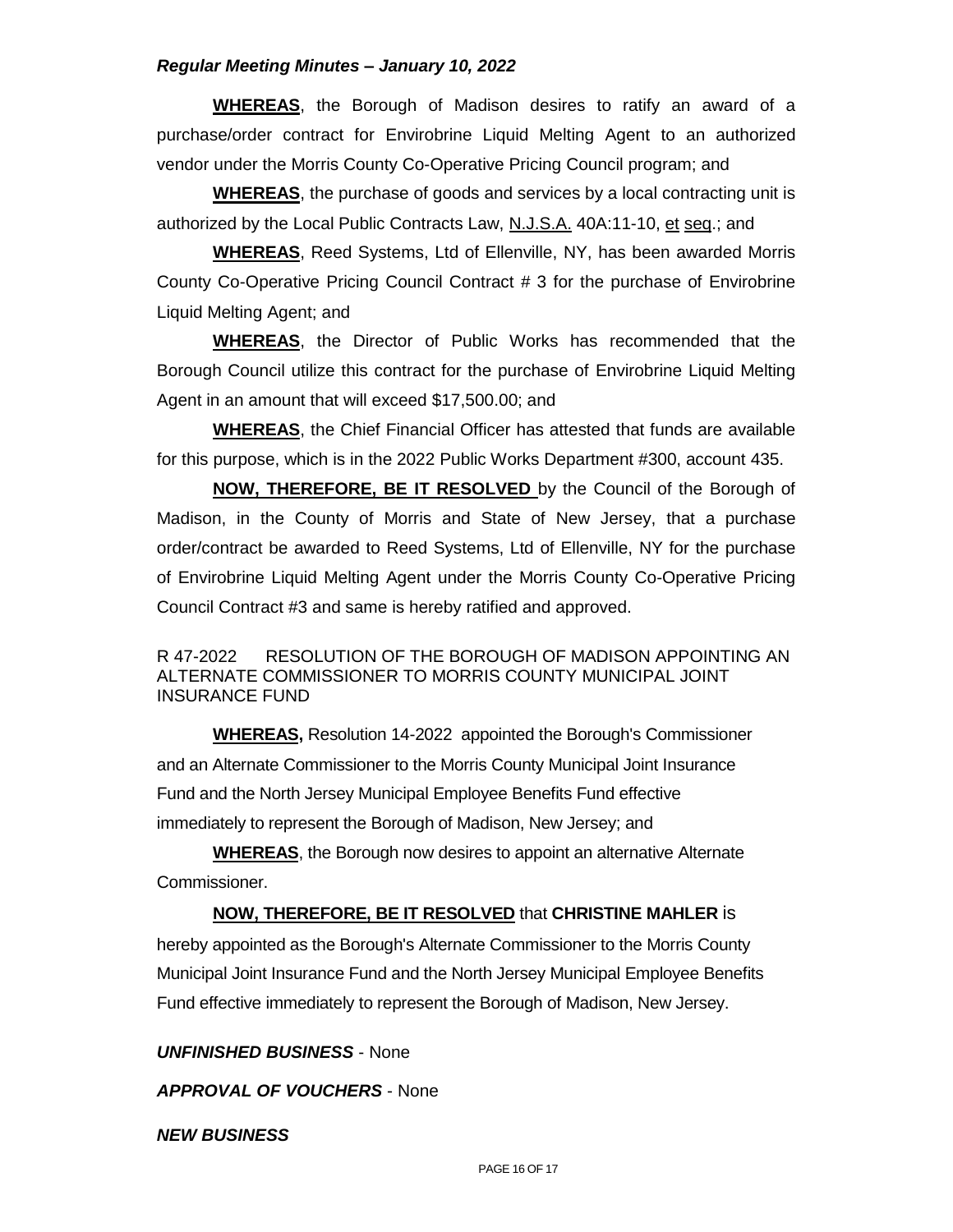**WHEREAS**, the Borough of Madison desires to ratify an award of a purchase/order contract for Envirobrine Liquid Melting Agent to an authorized vendor under the Morris County Co-Operative Pricing Council program; and

**WHEREAS**, the purchase of goods and services by a local contracting unit is authorized by the Local Public Contracts Law, N.J.S.A. 40A:11-10, et seq.; and

**WHEREAS**, Reed Systems, Ltd of Ellenville, NY, has been awarded Morris County Co-Operative Pricing Council Contract # 3 for the purchase of Envirobrine Liquid Melting Agent; and

**WHEREAS**, the Director of Public Works has recommended that the Borough Council utilize this contract for the purchase of Envirobrine Liquid Melting Agent in an amount that will exceed $17,500.00; and

**WHEREAS**, the Chief Financial Officer has attested that funds are available for this purpose, which is in the 2022 Public Works Department #300, account 435.

**NOW, THEREFORE, BE IT RESOLVED** by the Council of the Borough of Madison, in the County of Morris and State of New Jersey, that a purchase order/contract be awarded to Reed Systems, Ltd of Ellenville, NY for the purchase of Envirobrine Liquid Melting Agent under the Morris County Co-Operative Pricing Council Contract #3 and same is hereby ratified and approved.

R 47-2022 RESOLUTION OF THE BOROUGH OF MADISON APPOINTING AN ALTERNATE COMMISSIONER TO MORRIS COUNTY MUNICIPAL JOINT INSURANCE FUND

**WHEREAS,** Resolution 14-2022 appointed the Borough's Commissioner and an Alternate Commissioner to the Morris County Municipal Joint Insurance Fund and the North Jersey Municipal Employee Benefits Fund effective immediately to represent the Borough of Madison, New Jersey; and

**WHEREAS**, the Borough now desires to appoint an alternative Alternate Commissioner.

**NOW, THEREFORE, BE IT RESOLVED** that **CHRISTINE MAHLER** is hereby appointed as the Borough's Alternate Commissioner to the Morris County Municipal Joint Insurance Fund and the North Jersey Municipal Employee Benefits Fund effective immediately to represent the Borough of Madison, New Jersey.

***UNFINISHED BUSINESS*** - None

***APPROVAL OF VOUCHERS*** - None

***NEW BUSINESS***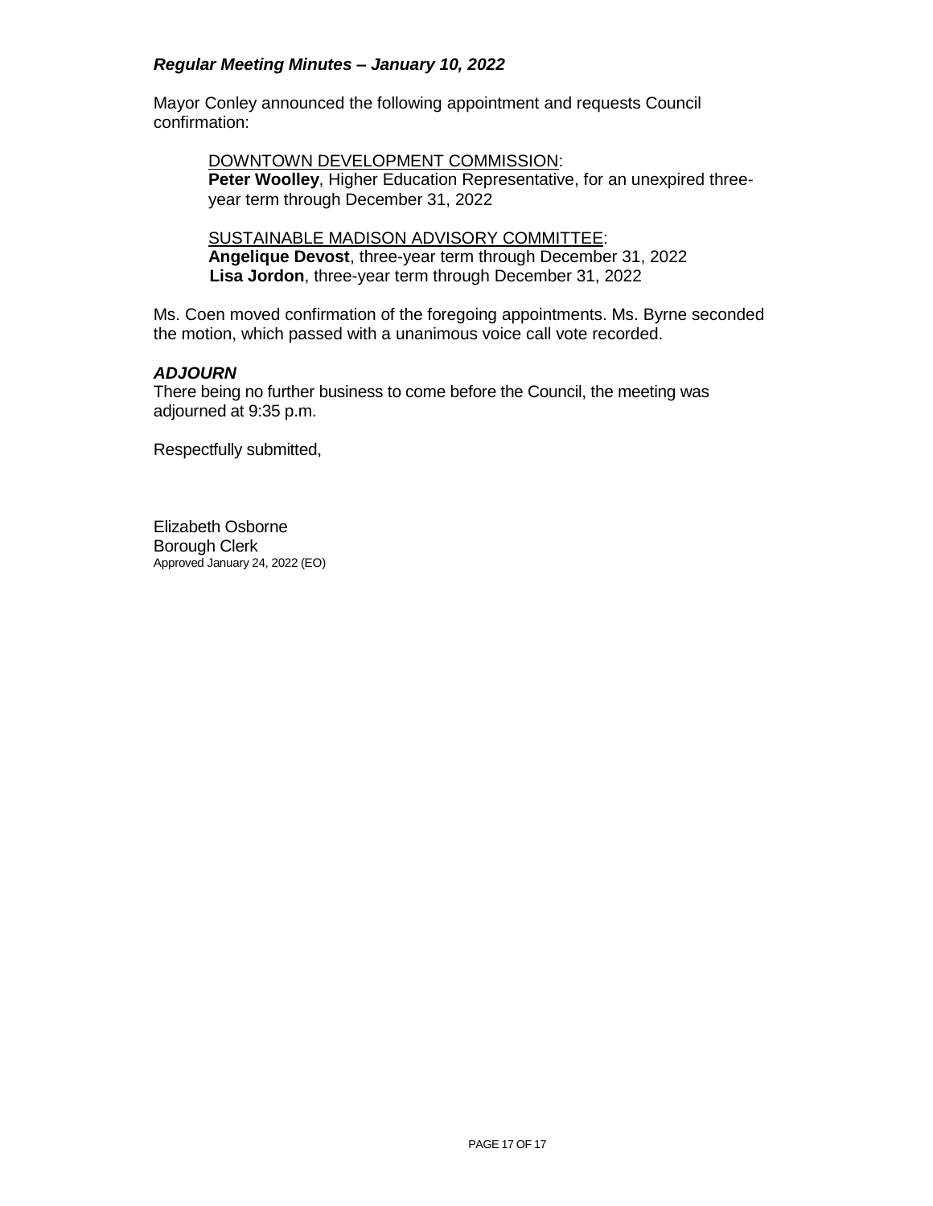Mayor Conley announced the following appointment and requests Council confirmation:

<u>DOWNTOWN DEVELOPMENT COMMISSION</u>:
**Peter Woolley**, Higher Education Representative, for an unexpired three-year term through December 31, 2022

<u>SUSTAINABLE MADISON ADVISORY COMMITTEE</u>:
**Angelique Devost**, three-year term through December 31, 2022
**Lisa Jordon**, three-year term through December 31, 2022

Ms. Coen moved confirmation of the foregoing appointments. Ms. Byrne seconded the motion, which passed with a unanimous voice call vote recorded.

***ADJOURN***

There being no further business to come before the Council, the meeting was adjourned at 9:35 p.m.

Respectfully submitted,

Elizabeth Osborne
Borough Clerk
Approved January 24, 2022 (EO)